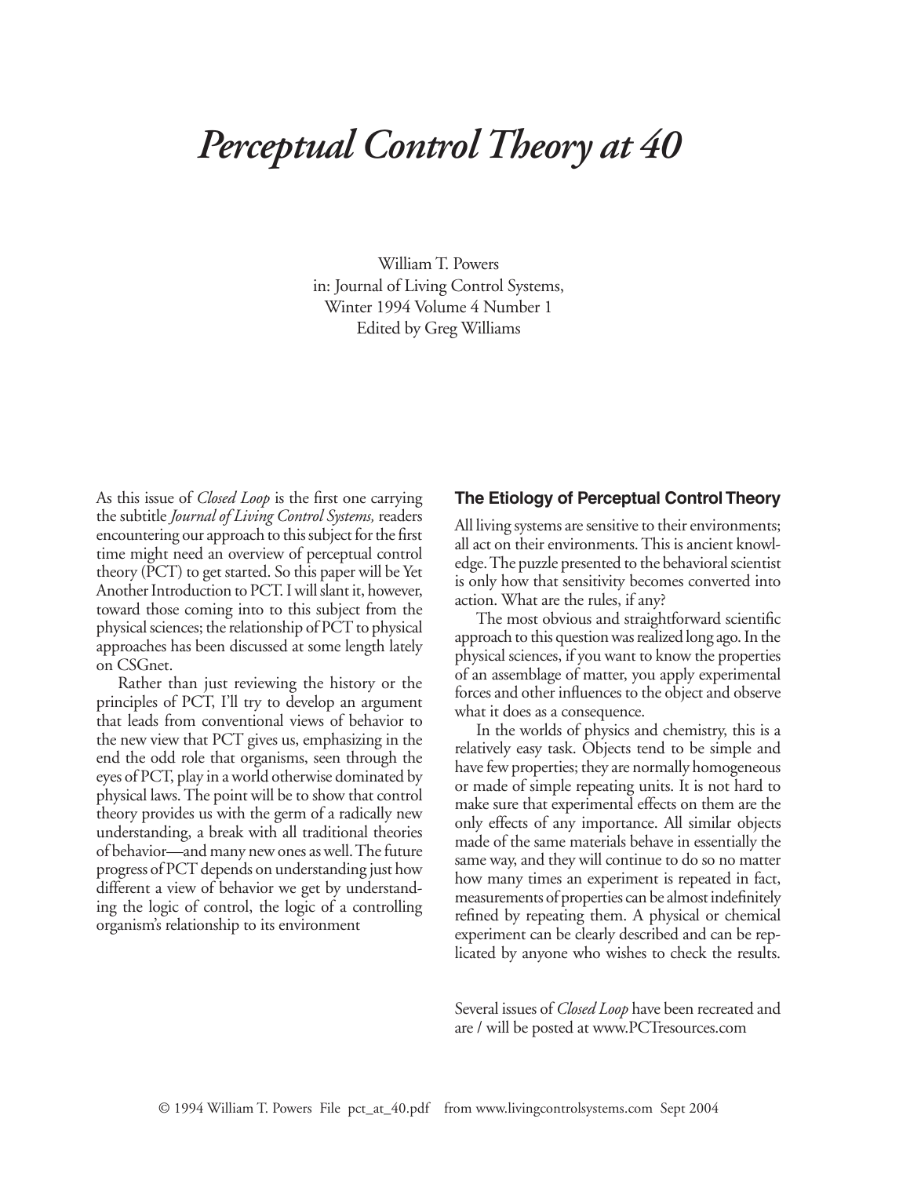# *Perceptual Control Theory at 40*

William T. Powers
in: Journal of Living Control Systems,
Winter 1994 Volume 4 Number 1
Edited by Greg Williams

As this issue of *Closed Loop* is the first one carrying the subtitle *Journal of Living Control Systems,* readers encountering our approach to this subject for the first time might need an overview of perceptual control theory (PCT) to get started. So this paper will be Yet Another Introduction to PCT. I will slant it, however, toward those coming into to this subject from the physical sciences; the relationship of PCT to physical approaches has been discussed at some length lately on CSGnet.

Rather than just reviewing the history or the principles of PCT, I'll try to develop an argument that leads from conventional views of behavior to the new view that PCT gives us, emphasizing in the end the odd role that organisms, seen through the eyes of PCT, play in a world otherwise dominated by physical laws. The point will be to show that control theory provides us with the germ of a radically new understanding, a break with all traditional theories of behavior—and many new ones as well. The future progress of PCT depends on understanding just how different a view of behavior we get by understanding the logic of control, the logic of a controlling organism's relationship to its environment

## The Etiology of Perceptual Control Theory

All living systems are sensitive to their environments; all act on their environments. This is ancient knowledge. The puzzle presented to the behavioral scientist is only how that sensitivity becomes converted into action. What are the rules, if any?

The most obvious and straightforward scientific approach to this question was realized long ago. In the physical sciences, if you want to know the properties of an assemblage of matter, you apply experimental forces and other influences to the object and observe what it does as a consequence.

In the worlds of physics and chemistry, this is a relatively easy task. Objects tend to be simple and have few properties; they are normally homogeneous or made of simple repeating units. It is not hard to make sure that experimental effects on them are the only effects of any importance. All similar objects made of the same materials behave in essentially the same way, and they will continue to do so no matter how many times an experiment is repeated in fact, measurements of properties can be almost indefinitely refined by repeating them. A physical or chemical experiment can be clearly described and can be replicated by anyone who wishes to check the results.

Several issues of *Closed Loop* have been recreated and are / will be posted at www.PCTresources.com

© 1994 William T. Powers File pct_at_40.pdf from www.livingcontrolsystems.com Sept 2004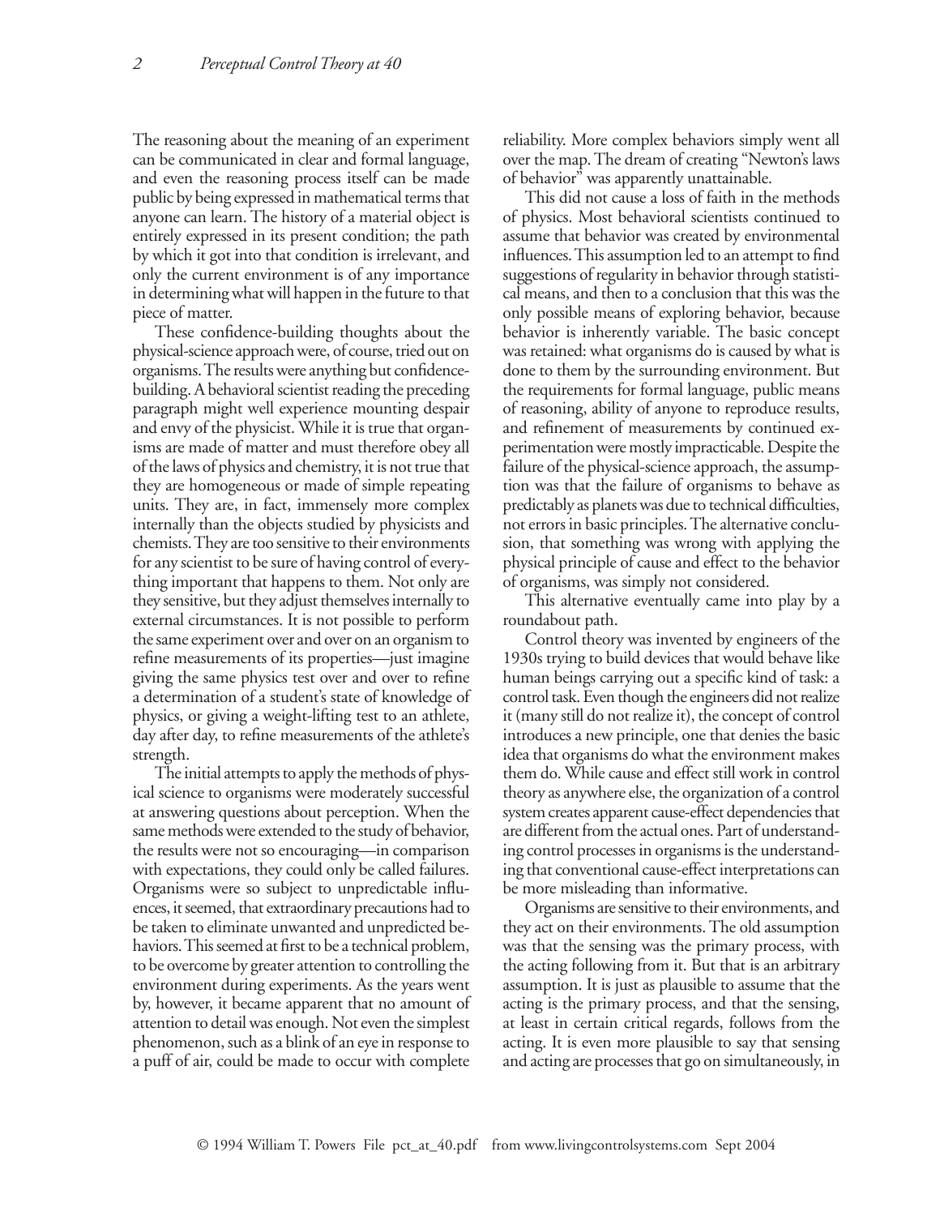The reasoning about the meaning of an experiment can be communicated in clear and formal language, and even the reasoning process itself can be made public by being expressed in mathematical terms that anyone can learn. The history of a material object is entirely expressed in its present condition; the path by which it got into that condition is irrelevant, and only the current environment is of any importance in determining what will happen in the future to that piece of matter.

These confidence-building thoughts about the physical-science approach were, of course, tried out on organisms. The results were anything but confidence-building. A behavioral scientist reading the preceding paragraph might well experience mounting despair and envy of the physicist. While it is true that organisms are made of matter and must therefore obey all of the laws of physics and chemistry, it is not true that they are homogeneous or made of simple repeating units. They are, in fact, immensely more complex internally than the objects studied by physicists and chemists. They are too sensitive to their environments for any scientist to be sure of having control of everything important that happens to them. Not only are they sensitive, but they adjust themselves internally to external circumstances. It is not possible to perform the same experiment over and over on an organism to refine measurements of its properties—just imagine giving the same physics test over and over to refine a determination of a student's state of knowledge of physics, or giving a weight-lifting test to an athlete, day after day, to refine measurements of the athlete's strength.

The initial attempts to apply the methods of physical science to organisms were moderately successful at answering questions about perception. When the same methods were extended to the study of behavior, the results were not so encouraging—in comparison with expectations, they could only be called failures. Organisms were so subject to unpredictable influences, it seemed, that extraordinary precautions had to be taken to eliminate unwanted and unpredicted behaviors. This seemed at first to be a technical problem, to be overcome by greater attention to controlling the environment during experiments. As the years went by, however, it became apparent that no amount of attention to detail was enough. Not even the simplest phenomenon, such as a blink of an eye in response to a puff of air, could be made to occur with complete reliability. More complex behaviors simply went all over the map. The dream of creating "Newton's laws of behavior" was apparently unattainable.

This did not cause a loss of faith in the methods of physics. Most behavioral scientists continued to assume that behavior was created by environmental influences. This assumption led to an attempt to find suggestions of regularity in behavior through statistical means, and then to a conclusion that this was the only possible means of exploring behavior, because behavior is inherently variable. The basic concept was retained: what organisms do is caused by what is done to them by the surrounding environment. But the requirements for formal language, public means of reasoning, ability of anyone to reproduce results, and refinement of measurements by continued experimentation were mostly impracticable. Despite the failure of the physical-science approach, the assumption was that the failure of organisms to behave as predictably as planets was due to technical difficulties, not errors in basic principles. The alternative conclusion, that something was wrong with applying the physical principle of cause and effect to the behavior of organisms, was simply not considered.

This alternative eventually came into play by a roundabout path.

Control theory was invented by engineers of the 1930s trying to build devices that would behave like human beings carrying out a specific kind of task: a control task. Even though the engineers did not realize it (many still do not realize it), the concept of control introduces a new principle, one that denies the basic idea that organisms do what the environment makes them do. While cause and effect still work in control theory as anywhere else, the organization of a control system creates apparent cause-effect dependencies that are different from the actual ones. Part of understanding control processes in organisms is the understanding that conventional cause-effect interpretations can be more misleading than informative.

Organisms are sensitive to their environments, and they act on their environments. The old assumption was that the sensing was the primary process, with the acting following from it. But that is an arbitrary assumption. It is just as plausible to assume that the acting is the primary process, and that the sensing, at least in certain critical regards, follows from the acting. It is even more plausible to say that sensing and acting are processes that go on simultaneously, in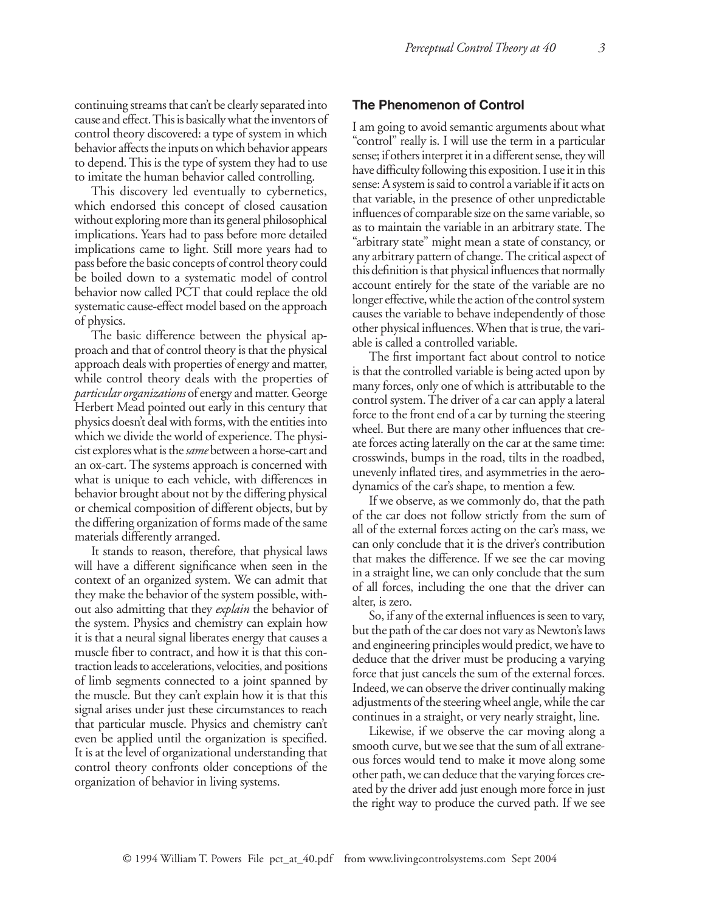continuing streams that can't be clearly separated into cause and effect. This is basically what the inventors of control theory discovered: a type of system in which behavior affects the inputs on which behavior appears to depend. This is the type of system they had to use to imitate the human behavior called controlling.

This discovery led eventually to cybernetics, which endorsed this concept of closed causation without exploring more than its general philosophical implications. Years had to pass before more detailed implications came to light. Still more years had to pass before the basic concepts of control theory could be boiled down to a systematic model of control behavior now called PCT that could replace the old systematic cause-effect model based on the approach of physics.

The basic difference between the physical approach and that of control theory is that the physical approach deals with properties of energy and matter, while control theory deals with the properties of *particular organizations* of energy and matter. George Herbert Mead pointed out early in this century that physics doesn't deal with forms, with the entities into which we divide the world of experience. The physicist explores what is the *same* between a horse-cart and an ox-cart. The systems approach is concerned with what is unique to each vehicle, with differences in behavior brought about not by the differing physical or chemical composition of different objects, but by the differing organization of forms made of the same materials differently arranged.

It stands to reason, therefore, that physical laws will have a different significance when seen in the context of an organized system. We can admit that they make the behavior of the system possible, without also admitting that they *explain* the behavior of the system. Physics and chemistry can explain how it is that a neural signal liberates energy that causes a muscle fiber to contract, and how it is that this contraction leads to accelerations, velocities, and positions of limb segments connected to a joint spanned by the muscle. But they can't explain how it is that this signal arises under just these circumstances to reach that particular muscle. Physics and chemistry can't even be applied until the organization is specified. It is at the level of organizational understanding that control theory confronts older conceptions of the organization of behavior in living systems.

## The Phenomenon of Control

I am going to avoid semantic arguments about what "control" really is. I will use the term in a particular sense; if others interpret it in a different sense, they will have difficulty following this exposition. I use it in this sense: A system is said to control a variable if it acts on that variable, in the presence of other unpredictable influences of comparable size on the same variable, so as to maintain the variable in an arbitrary state. The "arbitrary state" might mean a state of constancy, or any arbitrary pattern of change. The critical aspect of this definition is that physical influences that normally account entirely for the state of the variable are no longer effective, while the action of the control system causes the variable to behave independently of those other physical influences. When that is true, the variable is called a controlled variable.

The first important fact about control to notice is that the controlled variable is being acted upon by many forces, only one of which is attributable to the control system. The driver of a car can apply a lateral force to the front end of a car by turning the steering wheel. But there are many other influences that create forces acting laterally on the car at the same time: crosswinds, bumps in the road, tilts in the roadbed, unevenly inflated tires, and asymmetries in the aerodynamics of the car's shape, to mention a few.

If we observe, as we commonly do, that the path of the car does not follow strictly from the sum of all of the external forces acting on the car's mass, we can only conclude that it is the driver's contribution that makes the difference. If we see the car moving in a straight line, we can only conclude that the sum of all forces, including the one that the driver can alter, is zero.

So, if any of the external influences is seen to vary, but the path of the car does not vary as Newton's laws and engineering principles would predict, we have to deduce that the driver must be producing a varying force that just cancels the sum of the external forces. Indeed, we can observe the driver continually making adjustments of the steering wheel angle, while the car continues in a straight, or very nearly straight, line.

Likewise, if we observe the car moving along a smooth curve, but we see that the sum of all extraneous forces would tend to make it move along some other path, we can deduce that the varying forces created by the driver add just enough more force in just the right way to produce the curved path. If we see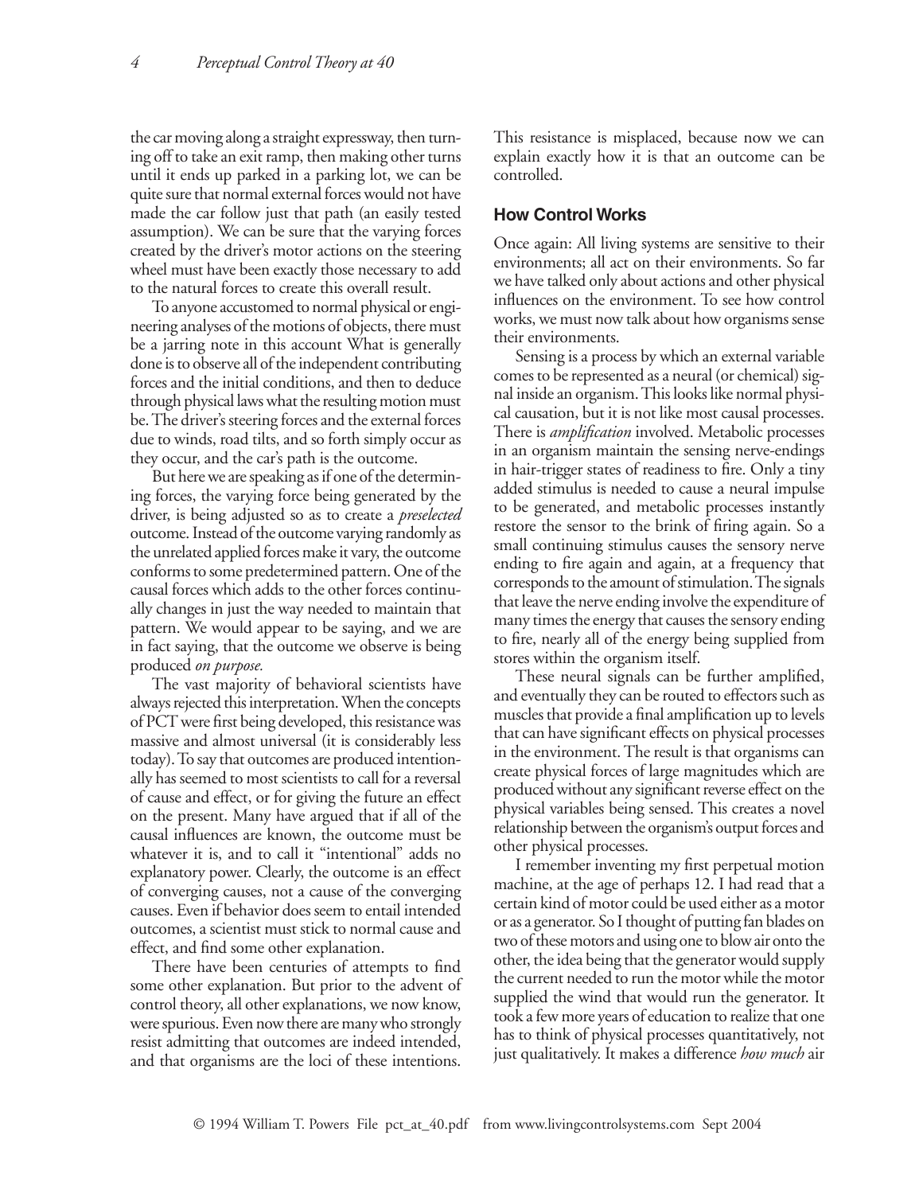the car moving along a straight expressway, then turning off to take an exit ramp, then making other turns until it ends up parked in a parking lot, we can be quite sure that normal external forces would not have made the car follow just that path (an easily tested assumption). We can be sure that the varying forces created by the driver's motor actions on the steering wheel must have been exactly those necessary to add to the natural forces to create this overall result.

To anyone accustomed to normal physical or engineering analyses of the motions of objects, there must be a jarring note in this account What is generally done is to observe all of the independent contributing forces and the initial conditions, and then to deduce through physical laws what the resulting motion must be. The driver's steering forces and the external forces due to winds, road tilts, and so forth simply occur as they occur, and the car's path is the outcome.

But here we are speaking as if one of the determining forces, the varying force being generated by the driver, is being adjusted so as to create a *preselected* outcome. Instead of the outcome varying randomly as the unrelated applied forces make it vary, the outcome conforms to some predetermined pattern. One of the causal forces which adds to the other forces continually changes in just the way needed to maintain that pattern. We would appear to be saying, and we are in fact saying, that the outcome we observe is being produced *on purpose.*

The vast majority of behavioral scientists have always rejected this interpretation. When the concepts of PCT were first being developed, this resistance was massive and almost universal (it is considerably less today). To say that outcomes are produced intentionally has seemed to most scientists to call for a reversal of cause and effect, or for giving the future an effect on the present. Many have argued that if all of the causal influences are known, the outcome must be whatever it is, and to call it "intentional" adds no explanatory power. Clearly, the outcome is an effect of converging causes, not a cause of the converging causes. Even if behavior does seem to entail intended outcomes, a scientist must stick to normal cause and effect, and find some other explanation.

There have been centuries of attempts to find some other explanation. But prior to the advent of control theory, all other explanations, we now know, were spurious. Even now there are many who strongly resist admitting that outcomes are indeed intended, and that organisms are the loci of these intentions. This resistance is misplaced, because now we can explain exactly how it is that an outcome can be controlled.

## How Control Works

Once again: All living systems are sensitive to their environments; all act on their environments. So far we have talked only about actions and other physical influences on the environment. To see how control works, we must now talk about how organisms sense their environments.

Sensing is a process by which an external variable comes to be represented as a neural (or chemical) signal inside an organism. This looks like normal physical causation, but it is not like most causal processes. There is *amplification* involved. Metabolic processes in an organism maintain the sensing nerve-endings in hair-trigger states of readiness to fire. Only a tiny added stimulus is needed to cause a neural impulse to be generated, and metabolic processes instantly restore the sensor to the brink of firing again. So a small continuing stimulus causes the sensory nerve ending to fire again and again, at a frequency that corresponds to the amount of stimulation. The signals that leave the nerve ending involve the expenditure of many times the energy that causes the sensory ending to fire, nearly all of the energy being supplied from stores within the organism itself.

These neural signals can be further amplified, and eventually they can be routed to effectors such as muscles that provide a final amplification up to levels that can have significant effects on physical processes in the environment. The result is that organisms can create physical forces of large magnitudes which are produced without any significant reverse effect on the physical variables being sensed. This creates a novel relationship between the organism's output forces and other physical processes.

I remember inventing my first perpetual motion machine, at the age of perhaps 12. I had read that a certain kind of motor could be used either as a motor or as a generator. So I thought of putting fan blades on two of these motors and using one to blow air onto the other, the idea being that the generator would supply the current needed to run the motor while the motor supplied the wind that would run the generator. It took a few more years of education to realize that one has to think of physical processes quantitatively, not just qualitatively. It makes a difference *how much* air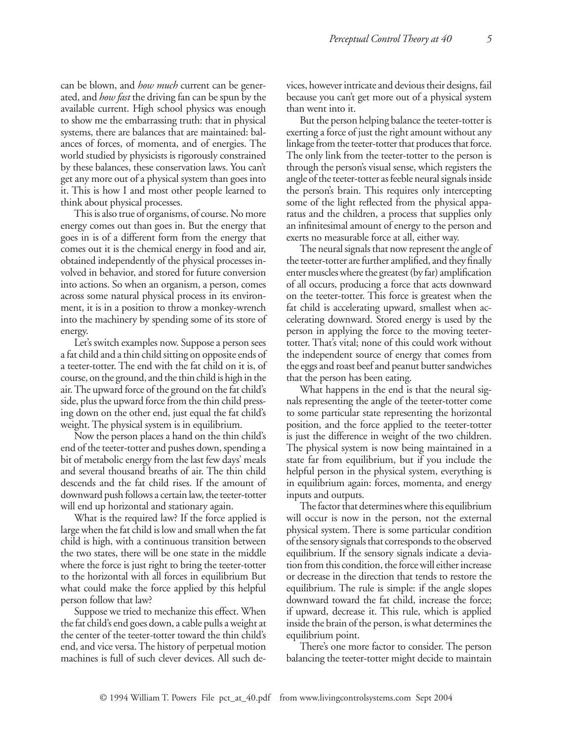can be blown, and *how much* current can be generated, and *how fast* the driving fan can be spun by the available current. High school physics was enough to show me the embarrassing truth: that in physical systems, there are balances that are maintained: balances of forces, of momenta, and of energies. The world studied by physicists is rigorously constrained by these balances, these conservation laws. You can't get any more out of a physical system than goes into it. This is how I and most other people learned to think about physical processes.

This is also true of organisms, of course. No more energy comes out than goes in. But the energy that goes in is of a different form from the energy that comes out it is the chemical energy in food and air, obtained independently of the physical processes involved in behavior, and stored for future conversion into actions. So when an organism, a person, comes across some natural physical process in its environment, it is in a position to throw a monkey-wrench into the machinery by spending some of its store of energy.

Let's switch examples now. Suppose a person sees a fat child and a thin child sitting on opposite ends of a teeter-totter. The end with the fat child on it is, of course, on the ground, and the thin child is high in the air. The upward force of the ground on the fat child's side, plus the upward force from the thin child pressing down on the other end, just equal the fat child's weight. The physical system is in equilibrium.

Now the person places a hand on the thin child's end of the teeter-totter and pushes down, spending a bit of metabolic energy from the last few days' meals and several thousand breaths of air. The thin child descends and the fat child rises. If the amount of downward push follows a certain law, the teeter-totter will end up horizontal and stationary again.

What is the required law? If the force applied is large when the fat child is low and small when the fat child is high, with a continuous transition between the two states, there will be one state in the middle where the force is just right to bring the teeter-totter to the horizontal with all forces in equilibrium But what could make the force applied by this helpful person follow that law?

Suppose we tried to mechanize this effect. When the fat child's end goes down, a cable pulls a weight at the center of the teeter-totter toward the thin child's end, and vice versa. The history of perpetual motion machines is full of such clever devices. All such devices, however intricate and devious their designs, fail because you can't get more out of a physical system than went into it.

But the person helping balance the teeter-totter is exerting a force of just the right amount without any linkage from the teeter-totter that produces that force. The only link from the teeter-totter to the person is through the person's visual sense, which registers the angle of the teeter-totter as feeble neural signals inside the person's brain. This requires only intercepting some of the light reflected from the physical apparatus and the children, a process that supplies only an infinitesimal amount of energy to the person and exerts no measurable force at all, either way.

The neural signals that now represent the angle of the teeter-totter are further amplified, and they finally enter muscles where the greatest (by far) amplification of all occurs, producing a force that acts downward on the teeter-totter. This force is greatest when the fat child is accelerating upward, smallest when accelerating downward. Stored energy is used by the person in applying the force to the moving teeter-totter. That's vital; none of this could work without the independent source of energy that comes from the eggs and roast beef and peanut butter sandwiches that the person has been eating.

What happens in the end is that the neural signals representing the angle of the teeter-totter come to some particular state representing the horizontal position, and the force applied to the teeter-totter is just the difference in weight of the two children. The physical system is now being maintained in a state far from equilibrium, but if you include the helpful person in the physical system, everything is in equilibrium again: forces, momenta, and energy inputs and outputs.

The factor that determines where this equilibrium will occur is now in the person, not the external physical system. There is some particular condition of the sensory signals that corresponds to the observed equilibrium. If the sensory signals indicate a deviation from this condition, the force will either increase or decrease in the direction that tends to restore the equilibrium. The rule is simple: if the angle slopes downward toward the fat child, increase the force; if upward, decrease it. This rule, which is applied inside the brain of the person, is what determines the equilibrium point.

There's one more factor to consider. The person balancing the teeter-totter might decide to maintain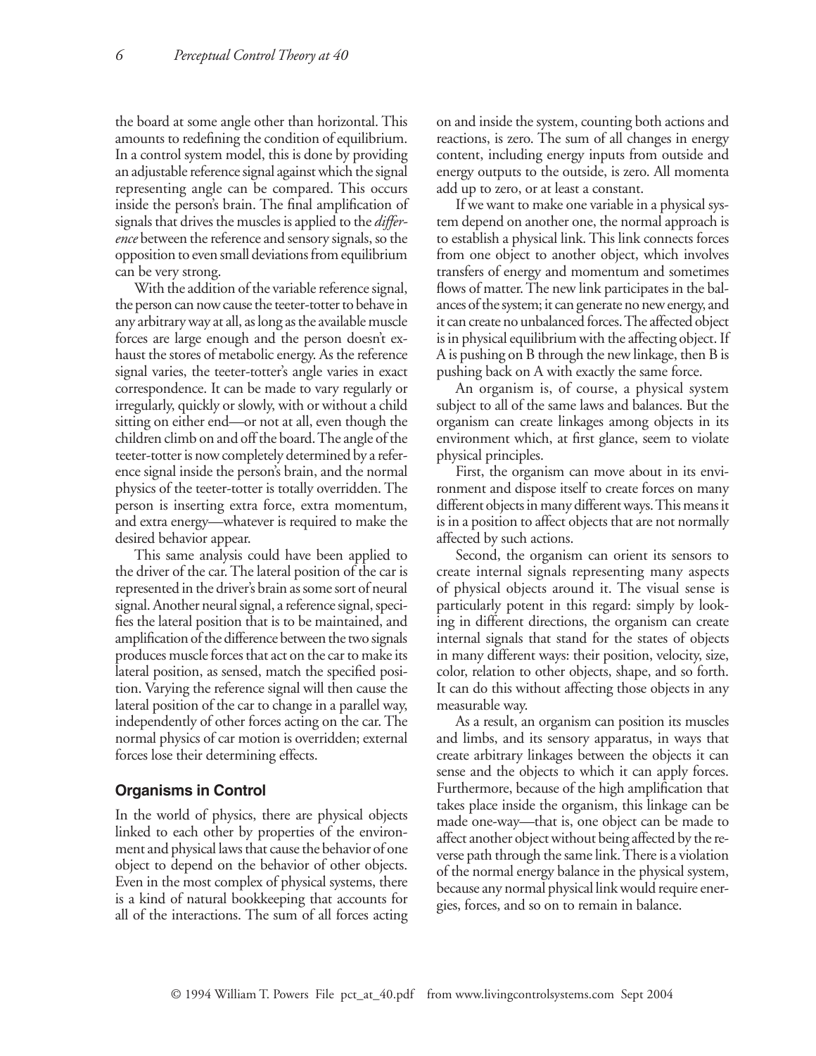the board at some angle other than horizontal. This amounts to redefining the condition of equilibrium. In a control system model, this is done by providing an adjustable reference signal against which the signal representing angle can be compared. This occurs inside the person's brain. The final amplification of signals that drives the muscles is applied to the *difference* between the reference and sensory signals, so the opposition to even small deviations from equilibrium can be very strong.

With the addition of the variable reference signal, the person can now cause the teeter-totter to behave in any arbitrary way at all, as long as the available muscle forces are large enough and the person doesn't exhaust the stores of metabolic energy. As the reference signal varies, the teeter-totter's angle varies in exact correspondence. It can be made to vary regularly or irregularly, quickly or slowly, with or without a child sitting on either end—or not at all, even though the children climb on and off the board. The angle of the teeter-totter is now completely determined by a reference signal inside the person's brain, and the normal physics of the teeter-totter is totally overridden. The person is inserting extra force, extra momentum, and extra energy—whatever is required to make the desired behavior appear.

This same analysis could have been applied to the driver of the car. The lateral position of the car is represented in the driver's brain as some sort of neural signal. Another neural signal, a reference signal, specifies the lateral position that is to be maintained, and amplification of the difference between the two signals produces muscle forces that act on the car to make its lateral position, as sensed, match the specified position. Varying the reference signal will then cause the lateral position of the car to change in a parallel way, independently of other forces acting on the car. The normal physics of car motion is overridden; external forces lose their determining effects.

## Organisms in Control

In the world of physics, there are physical objects linked to each other by properties of the environment and physical laws that cause the behavior of one object to depend on the behavior of other objects. Even in the most complex of physical systems, there is a kind of natural bookkeeping that accounts for all of the interactions. The sum of all forces acting on and inside the system, counting both actions and reactions, is zero. The sum of all changes in energy content, including energy inputs from outside and energy outputs to the outside, is zero. All momenta add up to zero, or at least a constant.

If we want to make one variable in a physical system depend on another one, the normal approach is to establish a physical link. This link connects forces from one object to another object, which involves transfers of energy and momentum and sometimes flows of matter. The new link participates in the balances of the system; it can generate no new energy, and it can create no unbalanced forces. The affected object is in physical equilibrium with the affecting object. If A is pushing on B through the new linkage, then B is pushing back on A with exactly the same force.

An organism is, of course, a physical system subject to all of the same laws and balances. But the organism can create linkages among objects in its environment which, at first glance, seem to violate physical principles.

First, the organism can move about in its environment and dispose itself to create forces on many different objects in many different ways. This means it is in a position to affect objects that are not normally affected by such actions.

Second, the organism can orient its sensors to create internal signals representing many aspects of physical objects around it. The visual sense is particularly potent in this regard: simply by looking in different directions, the organism can create internal signals that stand for the states of objects in many different ways: their position, velocity, size, color, relation to other objects, shape, and so forth. It can do this without affecting those objects in any measurable way.

As a result, an organism can position its muscles and limbs, and its sensory apparatus, in ways that create arbitrary linkages between the objects it can sense and the objects to which it can apply forces. Furthermore, because of the high amplification that takes place inside the organism, this linkage can be made one-way—that is, one object can be made to affect another object without being affected by the reverse path through the same link. There is a violation of the normal energy balance in the physical system, because any normal physical link would require energies, forces, and so on to remain in balance.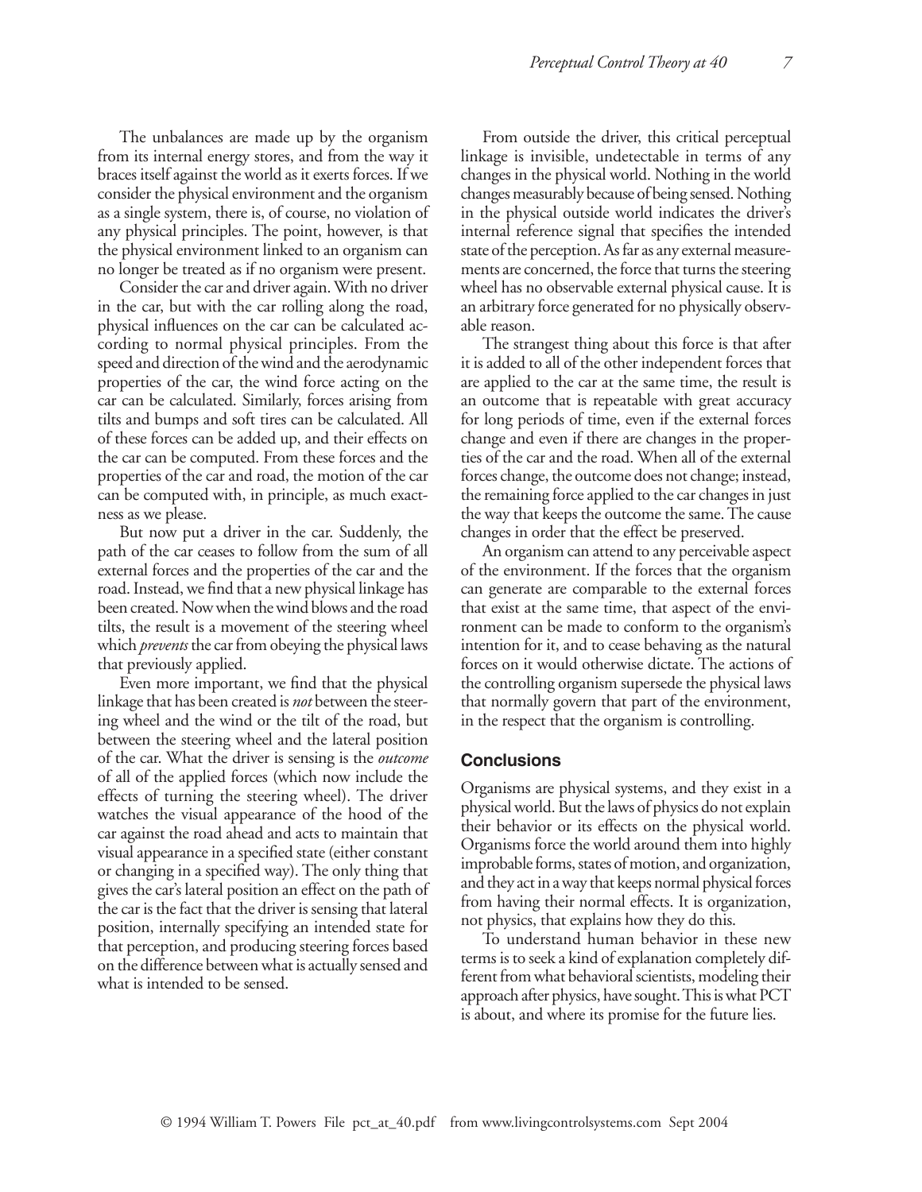The unbalances are made up by the organism from its internal energy stores, and from the way it braces itself against the world as it exerts forces. If we consider the physical environment and the organism as a single system, there is, of course, no violation of any physical principles. The point, however, is that the physical environment linked to an organism can no longer be treated as if no organism were present.

Consider the car and driver again. With no driver in the car, but with the car rolling along the road, physical influences on the car can be calculated according to normal physical principles. From the speed and direction of the wind and the aerodynamic properties of the car, the wind force acting on the car can be calculated. Similarly, forces arising from tilts and bumps and soft tires can be calculated. All of these forces can be added up, and their effects on the car can be computed. From these forces and the properties of the car and road, the motion of the car can be computed with, in principle, as much exactness as we please.

But now put a driver in the car. Suddenly, the path of the car ceases to follow from the sum of all external forces and the properties of the car and the road. Instead, we find that a new physical linkage has been created. Now when the wind blows and the road tilts, the result is a movement of the steering wheel which *prevents* the car from obeying the physical laws that previously applied.

Even more important, we find that the physical linkage that has been created is *not* between the steering wheel and the wind or the tilt of the road, but between the steering wheel and the lateral position of the car. What the driver is sensing is the *outcome* of all of the applied forces (which now include the effects of turning the steering wheel). The driver watches the visual appearance of the hood of the car against the road ahead and acts to maintain that visual appearance in a specified state (either constant or changing in a specified way). The only thing that gives the car's lateral position an effect on the path of the car is the fact that the driver is sensing that lateral position, internally specifying an intended state for that perception, and producing steering forces based on the difference between what is actually sensed and what is intended to be sensed.

From outside the driver, this critical perceptual linkage is invisible, undetectable in terms of any changes in the physical world. Nothing in the world changes measurably because of being sensed. Nothing in the physical outside world indicates the driver's internal reference signal that specifies the intended state of the perception. As far as any external measurements are concerned, the force that turns the steering wheel has no observable external physical cause. It is an arbitrary force generated for no physically observable reason.

The strangest thing about this force is that after it is added to all of the other independent forces that are applied to the car at the same time, the result is an outcome that is repeatable with great accuracy for long periods of time, even if the external forces change and even if there are changes in the properties of the car and the road. When all of the external forces change, the outcome does not change; instead, the remaining force applied to the car changes in just the way that keeps the outcome the same. The cause changes in order that the effect be preserved.

An organism can attend to any perceivable aspect of the environment. If the forces that the organism can generate are comparable to the external forces that exist at the same time, that aspect of the environment can be made to conform to the organism's intention for it, and to cease behaving as the natural forces on it would otherwise dictate. The actions of the controlling organism supersede the physical laws that normally govern that part of the environment, in the respect that the organism is controlling.

## Conclusions

Organisms are physical systems, and they exist in a physical world. But the laws of physics do not explain their behavior or its effects on the physical world. Organisms force the world around them into highly improbable forms, states of motion, and organization, and they act in a way that keeps normal physical forces from having their normal effects. It is organization, not physics, that explains how they do this.

To understand human behavior in these new terms is to seek a kind of explanation completely different from what behavioral scientists, modeling their approach after physics, have sought. This is what PCT is about, and where its promise for the future lies.

© 1994 William T. Powers File pct_at_40.pdf from www.livingcontrolsystems.com Sept 2004